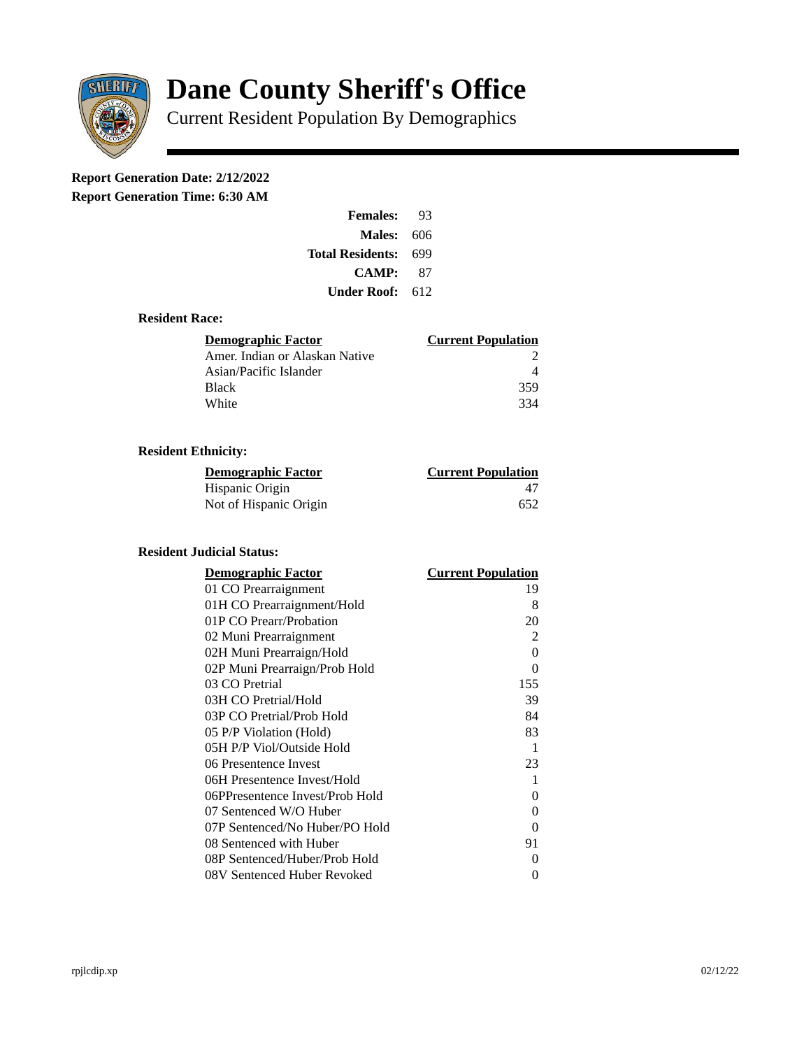# Dane County Sheriff's Office

Current Resident Population By Demographics

**Report Generation Date: 2/12/2022**

**Report Generation Time: 6:30 AM**

| | |
|---|---|
| **Females:** | 93 |
| **Males:** | 606 |
| **Total Residents:** | 699 |
| **CAMP:** | 87 |
| **Under Roof:** | 612 |

### Resident Race:

| Demographic Factor | Current Population |
|---|---|
| Amer. Indian or Alaskan Native | 2 |
| Asian/Pacific Islander | 4 |
| Black | 359 |
| White | 334 |

### Resident Ethnicity:

| Demographic Factor | Current Population |
|---|---|
| Hispanic Origin | 47 |
| Not of Hispanic Origin | 652 |

### Resident Judicial Status:

| Demographic Factor | Current Population |
|---|---|
| 01 CO Prearraignment | 19 |
| 01H CO Prearraignment/Hold | 8 |
| 01P CO Prearr/Probation | 20 |
| 02 Muni Prearraignment | 2 |
| 02H Muni Prearraign/Hold | 0 |
| 02P Muni Prearraign/Prob Hold | 0 |
| 03 CO Pretrial | 155 |
| 03H CO Pretrial/Hold | 39 |
| 03P CO Pretrial/Prob Hold | 84 |
| 05 P/P Violation (Hold) | 83 |
| 05H P/P Viol/Outside Hold | 1 |
| 06 Presentence Invest | 23 |
| 06H Presentence Invest/Hold | 1 |
| 06PPresentence Invest/Prob Hold | 0 |
| 07 Sentenced W/O Huber | 0 |
| 07P Sentenced/No Huber/PO Hold | 0 |
| 08 Sentenced with Huber | 91 |
| 08P Sentenced/Huber/Prob Hold | 0 |
| 08V Sentenced Huber Revoked | 0 |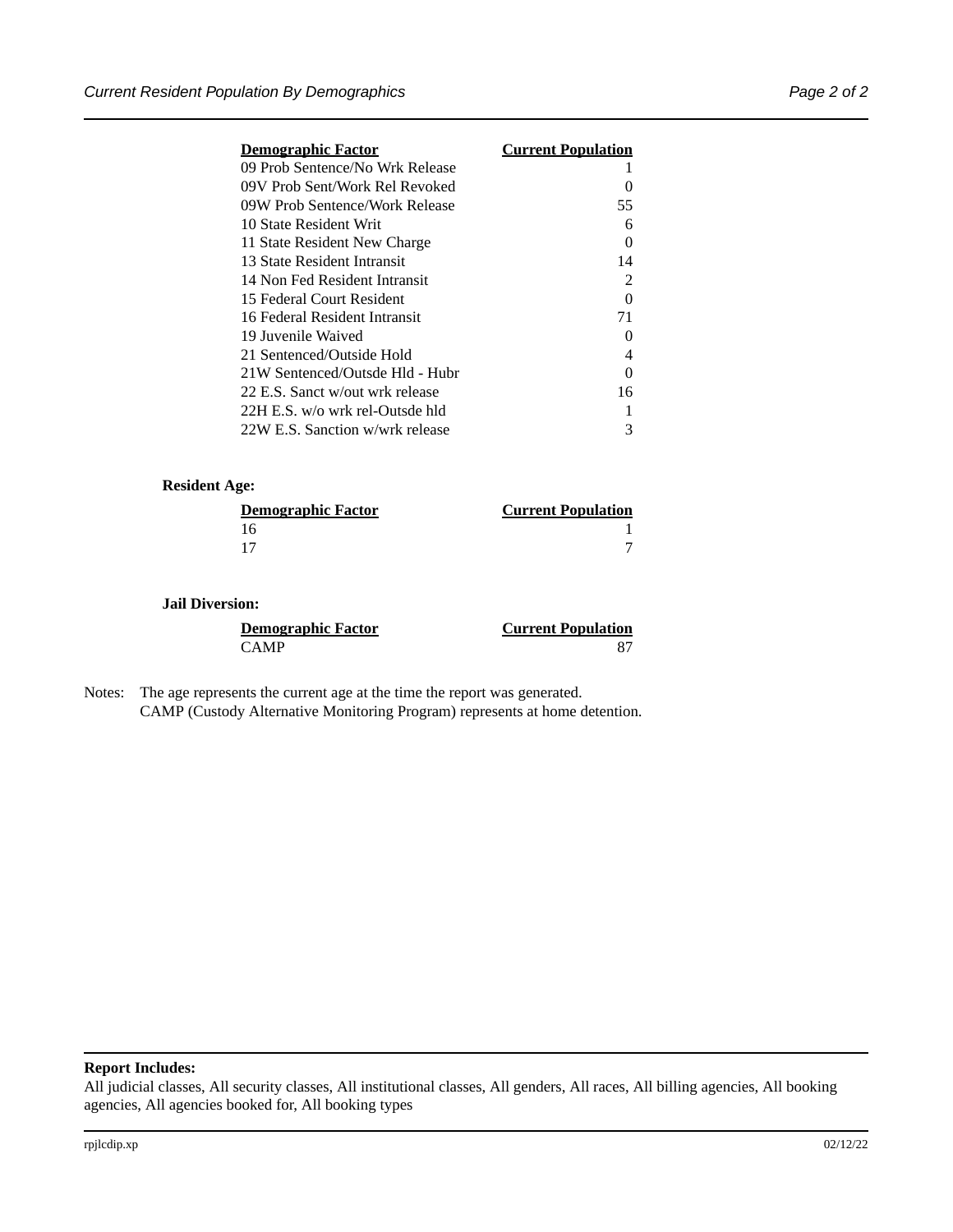| Demographic Factor | Current Population |
| --- | --- |
| 09 Prob Sentence/No Wrk Release | 1 |
| 09V Prob Sent/Work Rel Revoked | 0 |
| 09W Prob Sentence/Work Release | 55 |
| 10 State Resident Writ | 6 |
| 11 State Resident New Charge | 0 |
| 13 State Resident Intransit | 14 |
| 14 Non Fed Resident Intransit | 2 |
| 15 Federal Court Resident | 0 |
| 16 Federal Resident Intransit | 71 |
| 19 Juvenile Waived | 0 |
| 21 Sentenced/Outside Hold | 4 |
| 21W Sentenced/Outsde Hld - Hubr | 0 |
| 22 E.S. Sanct w/out wrk release | 16 |
| 22H E.S. w/o wrk rel-Outsde hld | 1 |
| 22W E.S. Sanction w/wrk release | 3 |

**Resident Age:**

| Demographic Factor | Current Population |
| --- | --- |
| 16 | 1 |
| 17 | 7 |

**Jail Diversion:**

| Demographic Factor | Current Population |
| --- | --- |
| CAMP | 87 |

Notes: The age represents the current age at the time the report was generated.
CAMP (Custody Alternative Monitoring Program) represents at home detention.

**Report Includes:**

All judicial classes, All security classes, All institutional classes, All genders, All races, All billing agencies, All booking agencies, All agencies booked for, All booking types

rpjlcdip.xp 02/12/22